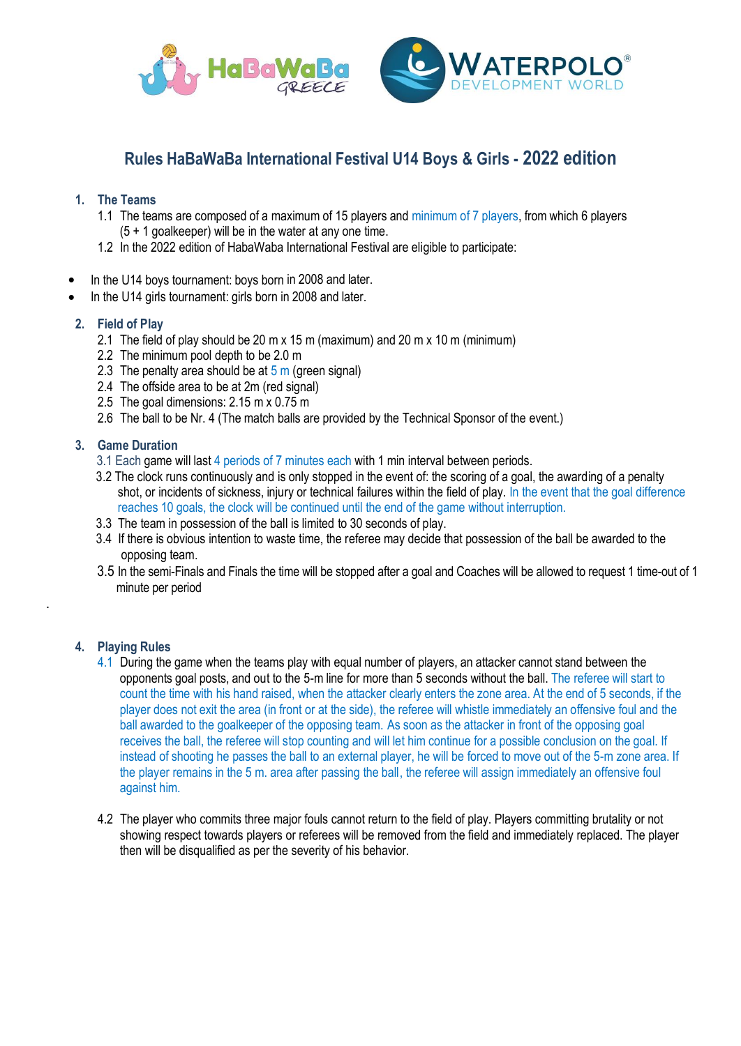# Rules HaBaWaBa International Festival U14 Boys & Girls - 2022 edition

## 1. The Teams

1.1 The teams are composed of a maximum of 15 players and minimum of 7 players, from which 6 players (5 + 1 goalkeeper) will be in the water at any one time.

1.2 In the 2022 edition of HabaWaba International Festival are eligible to participate:

- In the U14 boys tournament: boys born in 2008 and later.
- In the U14 girls tournament: girls born in 2008 and later.

## 2. Field of Play

2.1 The field of play should be 20 m x 15 m (maximum) and 20 m x 10 m (minimum)

2.2 The minimum pool depth to be 2.0 m

2.3 The penalty area should be at 5 m (green signal)

2.4 The offside area to be at 2m (red signal)

2.5 The goal dimensions: 2.15 m x 0.75 m

2.6 The ball to be Nr. 4 (The match balls are provided by the Technical Sponsor of the event.)

## 3. Game Duration

3.1 Each game will last 4 periods of 7 minutes each with 1 min interval between periods.

3.2 The clock runs continuously and is only stopped in the event of: the scoring of a goal, the awarding of a penalty shot, or incidents of sickness, injury or technical failures within the field of play. In the event that the goal difference reaches 10 goals, the clock will be continued until the end of the game without interruption.

3.3 The team in possession of the ball is limited to 30 seconds of play.

3.4 If there is obvious intention to waste time, the referee may decide that possession of the ball be awarded to the opposing team.

3.5 In the semi-Finals and Finals the time will be stopped after a goal and Coaches will be allowed to request 1 time-out of 1 minute per period

## 4. Playing Rules

4.1 During the game when the teams play with equal number of players, an attacker cannot stand between the opponents goal posts, and out to the 5-m line for more than 5 seconds without the ball. The referee will start to count the time with his hand raised, when the attacker clearly enters the zone area. At the end of 5 seconds, if the player does not exit the area (in front or at the side), the referee will whistle immediately an offensive foul and the ball awarded to the goalkeeper of the opposing team. As soon as the attacker in front of the opposing goal receives the ball, the referee will stop counting and will let him continue for a possible conclusion on the goal. If instead of shooting he passes the ball to an external player, he will be forced to move out of the 5-m zone area. If the player remains in the 5 m. area after passing the ball, the referee will assign immediately an offensive foul against him.

4.2 The player who commits three major fouls cannot return to the field of play. Players committing brutality or not showing respect towards players or referees will be removed from the field and immediately replaced. The player then will be disqualified as per the severity of his behavior.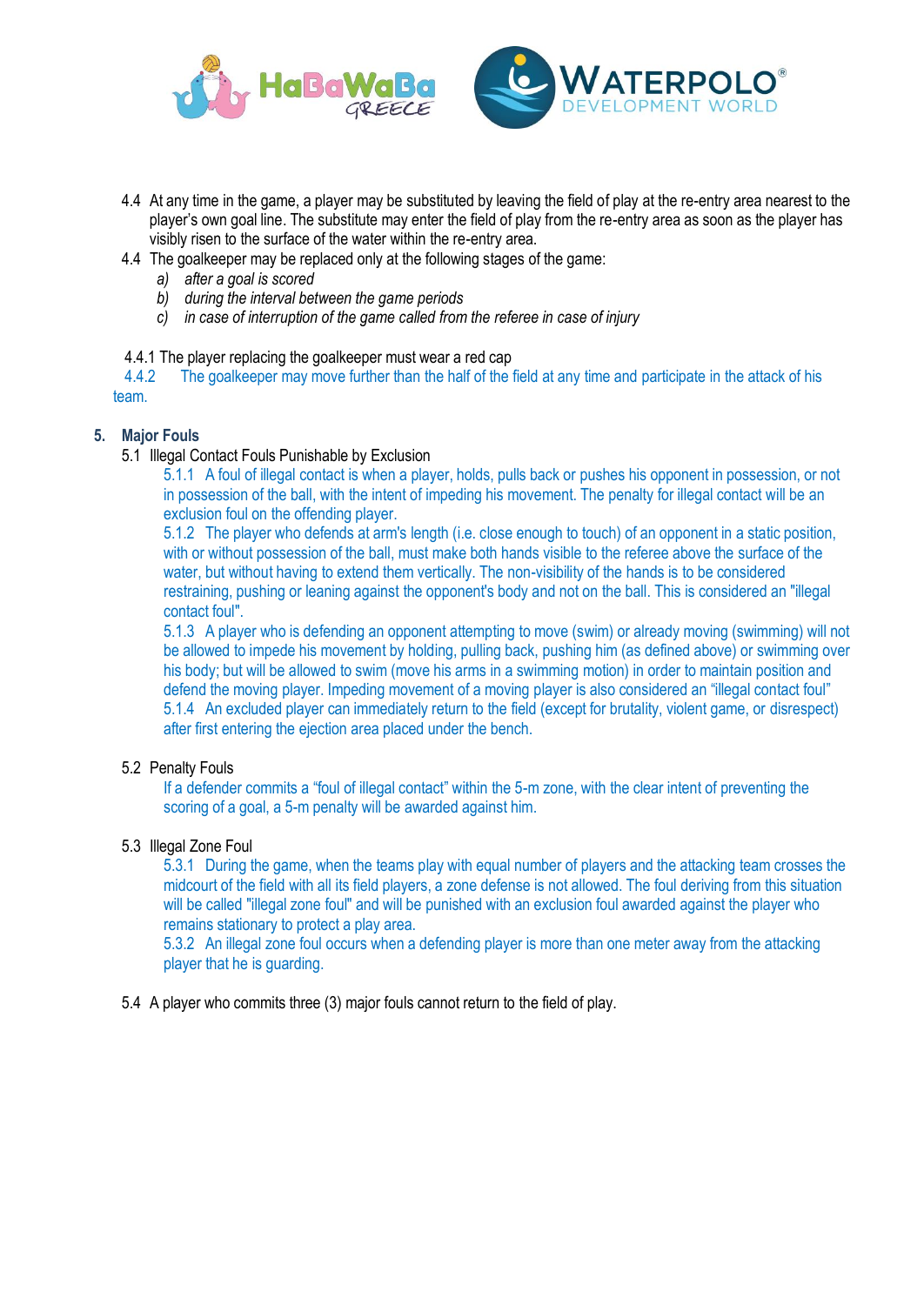4.4 At any time in the game, a player may be substituted by leaving the field of play at the re-entry area nearest to the player's own goal line. The substitute may enter the field of play from the re-entry area as soon as the player has visibly risen to the surface of the water within the re-entry area.

4.4 The goalkeeper may be replaced only at the following stages of the game:

a) *after a goal is scored*
b) *during the interval between the game periods*
c) *in case of interruption of the game called from the referee in case of injury*

4.4.1 The player replacing the goalkeeper must wear a red cap

4.4.2 The goalkeeper may move further than the half of the field at any time and participate in the attack of his team.

## 5. Major Fouls

5.1 Illegal Contact Fouls Punishable by Exclusion

5.1.1 A foul of illegal contact is when a player, holds, pulls back or pushes his opponent in possession, or not in possession of the ball, with the intent of impeding his movement. The penalty for illegal contact will be an exclusion foul on the offending player.

5.1.2 The player who defends at arm's length (i.e. close enough to touch) of an opponent in a static position, with or without possession of the ball, must make both hands visible to the referee above the surface of the water, but without having to extend them vertically. The non-visibility of the hands is to be considered restraining, pushing or leaning against the opponent's body and not on the ball. This is considered an "illegal contact foul".

5.1.3 A player who is defending an opponent attempting to move (swim) or already moving (swimming) will not be allowed to impede his movement by holding, pulling back, pushing him (as defined above) or swimming over his body; but will be allowed to swim (move his arms in a swimming motion) in order to maintain position and defend the moving player. Impeding movement of a moving player is also considered an "illegal contact foul"

5.1.4 An excluded player can immediately return to the field (except for brutality, violent game, or disrespect) after first entering the ejection area placed under the bench.

5.2 Penalty Fouls

If a defender commits a "foul of illegal contact" within the 5-m zone, with the clear intent of preventing the scoring of a goal, a 5-m penalty will be awarded against him.

5.3 Illegal Zone Foul

5.3.1 During the game, when the teams play with equal number of players and the attacking team crosses the midcourt of the field with all its field players, a zone defense is not allowed. The foul deriving from this situation will be called "illegal zone foul" and will be punished with an exclusion foul awarded against the player who remains stationary to protect a play area.

5.3.2 An illegal zone foul occurs when a defending player is more than one meter away from the attacking player that he is guarding.

5.4 A player who commits three (3) major fouls cannot return to the field of play.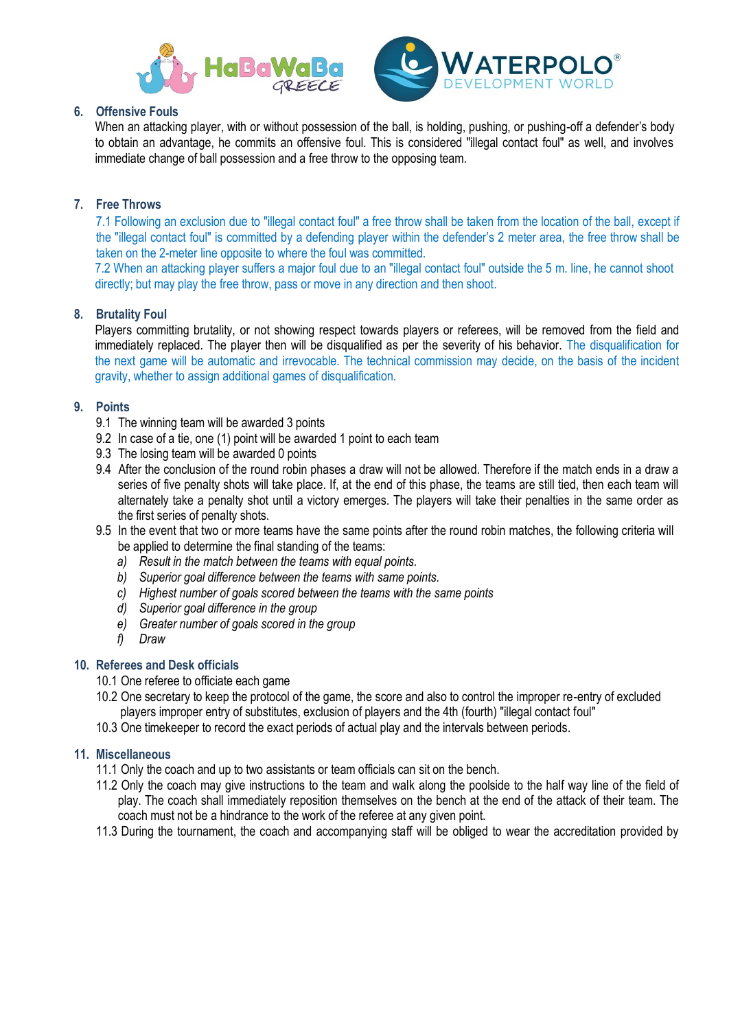## 6. Offensive Fouls

When an attacking player, with or without possession of the ball, is holding, pushing, or pushing-off a defender's body to obtain an advantage, he commits an offensive foul. This is considered "illegal contact foul" as well, and involves immediate change of ball possession and a free throw to the opposing team.

## 7. Free Throws

7.1 Following an exclusion due to "illegal contact foul" a free throw shall be taken from the location of the ball, except if the "illegal contact foul" is committed by a defending player within the defender's 2 meter area, the free throw shall be taken on the 2-meter line opposite to where the foul was committed.

7.2 When an attacking player suffers a major foul due to an "illegal contact foul" outside the 5 m. line, he cannot shoot directly; but may play the free throw, pass or move in any direction and then shoot.

## 8. Brutality Foul

Players committing brutality, or not showing respect towards players or referees, will be removed from the field and immediately replaced. The player then will be disqualified as per the severity of his behavior. The disqualification for the next game will be automatic and irrevocable. The technical commission may decide, on the basis of the incident gravity, whether to assign additional games of disqualification.

## 9. Points

9.1 The winning team will be awarded 3 points

9.2 In case of a tie, one (1) point will be awarded 1 point to each team

9.3 The losing team will be awarded 0 points

9.4 After the conclusion of the round robin phases a draw will not be allowed. Therefore if the match ends in a draw a series of five penalty shots will take place. If, at the end of this phase, the teams are still tied, then each team will alternately take a penalty shot until a victory emerges. The players will take their penalties in the same order as the first series of penalty shots.

9.5 In the event that two or more teams have the same points after the round robin matches, the following criteria will be applied to determine the final standing of the teams:

a) *Result in the match between the teams with equal points.*
b) *Superior goal difference between the teams with same points.*
c) *Highest number of goals scored between the teams with the same points*
d) *Superior goal difference in the group*
e) *Greater number of goals scored in the group*
f) *Draw*

## 10. Referees and Desk officials

10.1 One referee to officiate each game

10.2 One secretary to keep the protocol of the game, the score and also to control the improper re-entry of excluded players improper entry of substitutes, exclusion of players and the 4th (fourth) "illegal contact foul"

10.3 One timekeeper to record the exact periods of actual play and the intervals between periods.

## 11. Miscellaneous

11.1 Only the coach and up to two assistants or team officials can sit on the bench.

11.2 Only the coach may give instructions to the team and walk along the poolside to the half way line of the field of play. The coach shall immediately reposition themselves on the bench at the end of the attack of their team. The coach must not be a hindrance to the work of the referee at any given point.

11.3 During the tournament, the coach and accompanying staff will be obliged to wear the accreditation provided by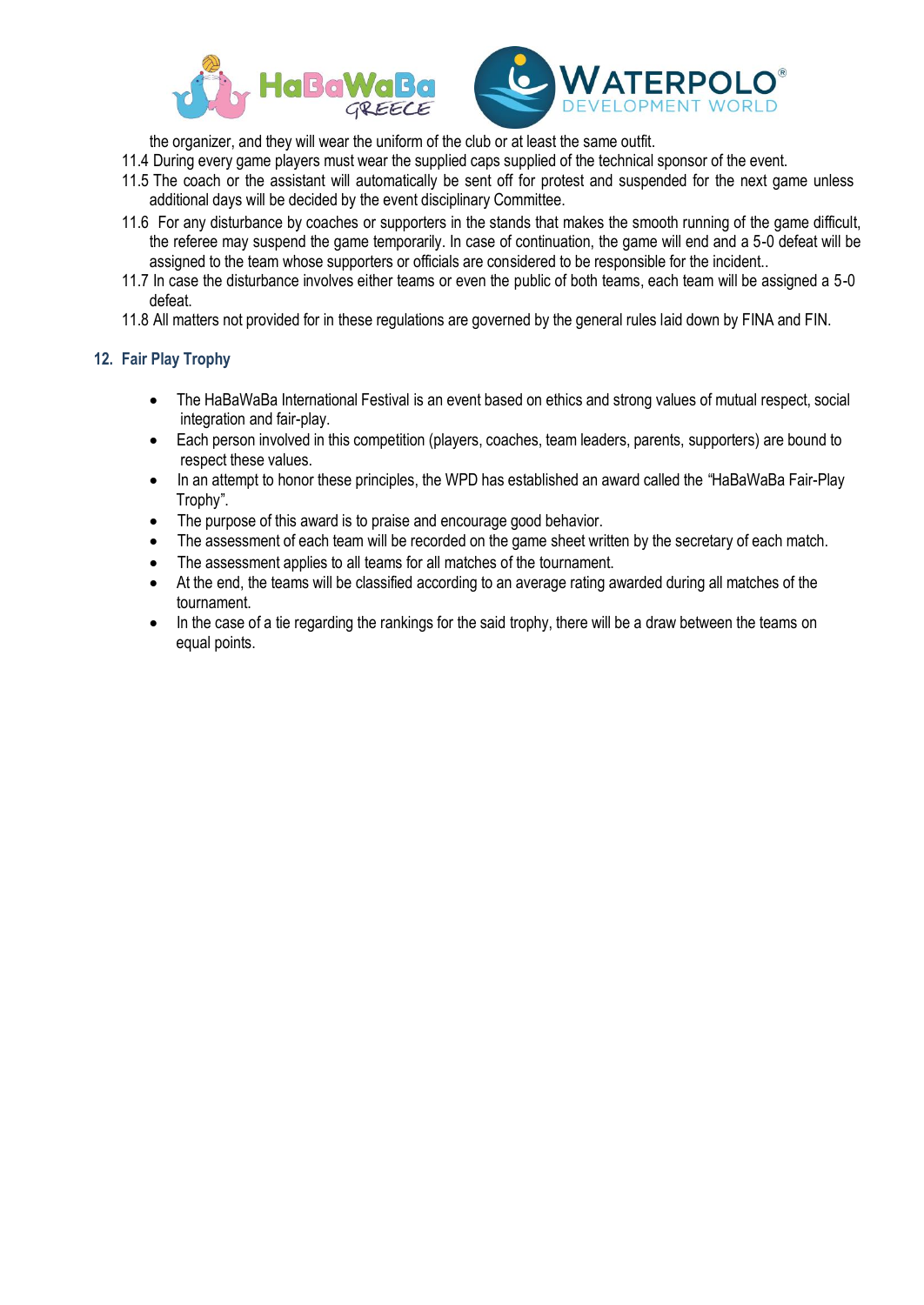the organizer, and they will wear the uniform of the club or at least the same outfit.

11.4 During every game players must wear the supplied caps supplied of the technical sponsor of the event.

11.5 The coach or the assistant will automatically be sent off for protest and suspended for the next game unless additional days will be decided by the event disciplinary Committee.

11.6 For any disturbance by coaches or supporters in the stands that makes the smooth running of the game difficult, the referee may suspend the game temporarily. In case of continuation, the game will end and a 5-0 defeat will be assigned to the team whose supporters or officials are considered to be responsible for the incident..

11.7 In case the disturbance involves either teams or even the public of both teams, each team will be assigned a 5-0 defeat.

11.8 All matters not provided for in these regulations are governed by the general rules laid down by FINA and FIN.

## 12. Fair Play Trophy

- The HaBaWaBa International Festival is an event based on ethics and strong values of mutual respect, social integration and fair-play.
- Each person involved in this competition (players, coaches, team leaders, parents, supporters) are bound to respect these values.
- In an attempt to honor these principles, the WPD has established an award called the "HaBaWaBa Fair-Play Trophy".
- The purpose of this award is to praise and encourage good behavior.
- The assessment of each team will be recorded on the game sheet written by the secretary of each match.
- The assessment applies to all teams for all matches of the tournament.
- At the end, the teams will be classified according to an average rating awarded during all matches of the tournament.
- In the case of a tie regarding the rankings for the said trophy, there will be a draw between the teams on equal points.